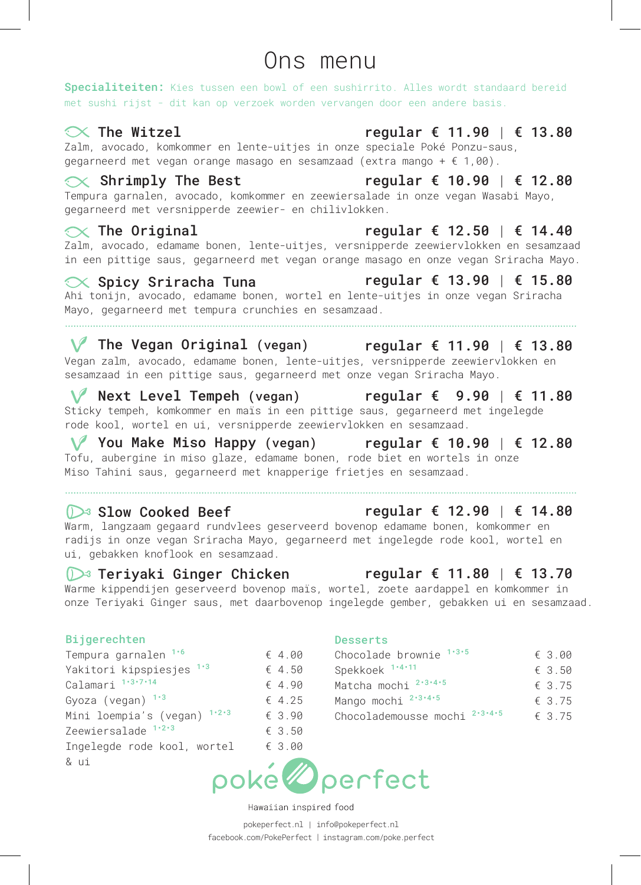# Ons menu

**Specialiteiten:** Kies tussen een bowl of een sushirrito. Alles wordt standaard bereid met sushi rijst - dit kan op verzoek worden vervangen door een andere basis.

### The Witzel — regular € 11.90 | € 13.80
Zalm, avocado, komkommer en lente-uitjes in onze speciale Poké Ponzu-saus, gegarneerd met vegan orange masago en sesamzaad (extra mango + € 1,00).

### Shrimply The Best — regular € 10.90 | € 12.80
Tempura garnalen, avocado, komkommer en zeewiersalade in onze vegan Wasabi Mayo, gegarneerd met versnipperde zeewier- en chilivlokken.

### The Original — regular € 12.50 | € 14.40
Zalm, avocado, edamame bonen, lente-uitjes, versnipperde zeewiervlokken en sesamzaad in een pittige saus, gegarneerd met vegan orange masago en onze vegan Sriracha Mayo.

### Spicy Sriracha Tuna — regular € 13.90 | € 15.80
Ahi tonijn, avocado, edamame bonen, wortel en lente-uitjes in onze vegan Sriracha Mayo, gegarneerd met tempura crunchies en sesamzaad.

---

### The Vegan Original (vegan) — regular € 11.90 | € 13.80
Vegan zalm, avocado, edamame bonen, lente-uitjes, versnipperde zeewiervlokken en sesamzaad in een pittige saus, gegarneerd met onze vegan Sriracha Mayo.

### Next Level Tempeh (vegan) — regular € 9.90 | € 11.80
Sticky tempeh, komkommer en maïs in een pittige saus, gegarneerd met ingelegde rode kool, wortel en ui, versnipperde zeewiervlokken en sesamzaad.

### You Make Miso Happy (vegan) — regular € 10.90 | € 12.80
Tofu, aubergine in miso glaze, edamame bonen, rode biet en wortels in onze Miso Tahini saus, gegarneerd met knapperige frietjes en sesamzaad.

---

### Slow Cooked Beef — regular € 12.90 | € 14.80
Warm, langzaam gegaard rundvlees geserveerd bovenop edamame bonen, komkommer en radijs in onze vegan Sriracha Mayo, gegarneerd met ingelegde rode kool, wortel en ui, gebakken knoflook en sesamzaad.

### Teriyaki Ginger Chicken — regular € 11.80 | € 13.70
Warme kippendijen geserveerd bovenop maïs, wortel, zoete aardappel en komkommer in onze Teriyaki Ginger saus, met daarbovenop ingelegde gember, gebakken ui en sesamzaad.

## Bijgerechten

| Gerecht | Prijs |
|---|---|
| Tempura garnalen [1,6] | € 4.00 |
| Yakitori kipspiesjes [1,3] | € 4.50 |
| Calamari [1,3,7,14] | € 4.90 |
| Gyoza (vegan) [1,3] | € 4.25 |
| Mini loempia's (vegan) [1,2,3] | € 3.90 |
| Zeewiersalade [1,2,3] | € 3.50 |
| Ingelegde rode kool, wortel & ui | € 3.00 |

## Desserts

| Gerecht | Prijs |
|---|---|
| Chocolade brownie [1,3,5] | € 3.00 |
| Spekkoek [1,4,11] | € 3.50 |
| Matcha mochi [2,3,4,5] | € 3.75 |
| Mango mochi [2,3,4,5] | € 3.75 |
| Chocolademousse mochi [2,3,4,5] | € 3.75 |

poképerfect

Hawaiian inspired food

pokeperfect.nl | info@pokeperfect.nl
facebook.com/PokePerfect | instagram.com/poke.perfect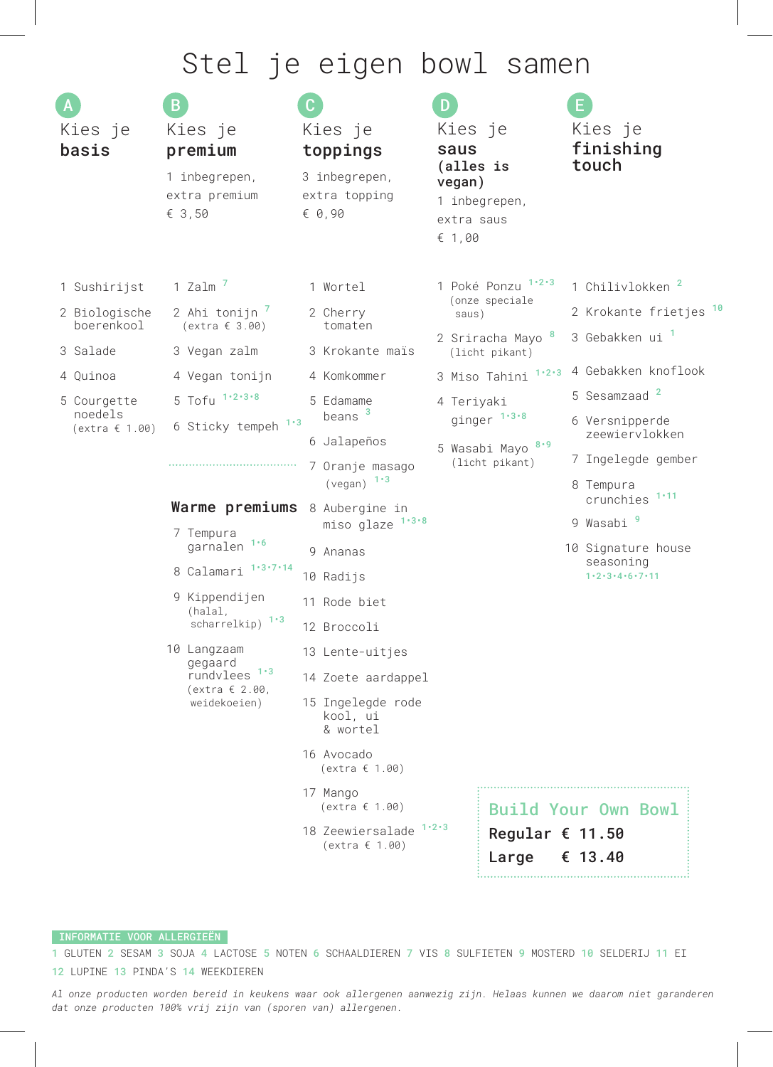# Stel je eigen bowl samen

## A — Kies je **basis**

1. Sushirijst
2. Biologische boerenkool
3. Salade
4. Quinoa
5. Courgette noedels (extra € 1.00)

## B — Kies je **premium**

1 inbegrepen, extra premium € 3,50

1. Zalm [7]
2. Ahi tonijn [7] (extra € 3.00)
3. Vegan zalm
4. Vegan tonijn
5. Tofu [1·2·3·8]
6. Sticky tempeh [1·3]

### Warme premiums

7. Tempura garnalen [1·6]
8. Calamari [1·3·7·14]
9. Kippendijen (halal, scharrelkip) [1·3]
10. Langzaam gegaard rundvlees [1·3] (extra € 2.00, weidekoeien)

## C — Kies je **toppings**

3 inbegrepen, extra topping € 0,90

1. Wortel
2. Cherry tomaten
3. Krokante maïs
4. Komkommer
5. Edamame beans [3]
6. Jalapeños
7. Oranje masago (vegan) [1·3]
8. Aubergine in miso glaze [1·3·8]
9. Ananas
10. Radijs
11. Rode biet
12. Broccoli
13. Lente-uitjes
14. Zoete aardappel
15. Ingelegde rode kool, ui & wortel
16. Avocado (extra € 1.00)
17. Mango (extra € 1.00)
18. Zeewiersalade [1·2·3] (extra € 1.00)

## D — Kies je **saus (alles is vegan)**

1 inbegrepen, extra saus € 1,00

1. Poké Ponzu [1·2·3] (onze speciale saus)
2. Sriracha Mayo [8] (licht pikant)
3. Miso Tahini [1·2·3]
4. Teriyaki ginger [1·3·8]
5. Wasabi Mayo [8·9] (licht pikant)

## E — Kies je **finishing touch**

1. Chilivlokken [2]
2. Krokante frietjes [10]
3. Gebakken ui [1]
4. Gebakken knoflook
5. Sesamzaad [2]
6. Versnipperde zeewiervlokken
7. Ingelegde gember
8. Tempura crunchies [1·11]
9. Wasabi [9]
10. Signature house seasoning [1·2·3·4·6·7·11]

**Build Your Own Bowl**

**Regular € 11.50**

**Large € 13.40**

**INFORMATIE VOOR ALLERGIEËN**

1 GLUTEN 2 SESAM 3 SOJA 4 LACTOSE 5 NOTEN 6 SCHAALDIEREN 7 VIS 8 SULFIETEN 9 MOSTERD 10 SELDERIJ 11 EI 12 LUPINE 13 PINDA'S 14 WEEKDIEREN

*Al onze producten worden bereid in keukens waar ook allergenen aanwezig zijn. Helaas kunnen we daarom niet garanderen dat onze producten 100% vrij zijn van (sporen van) allergenen.*